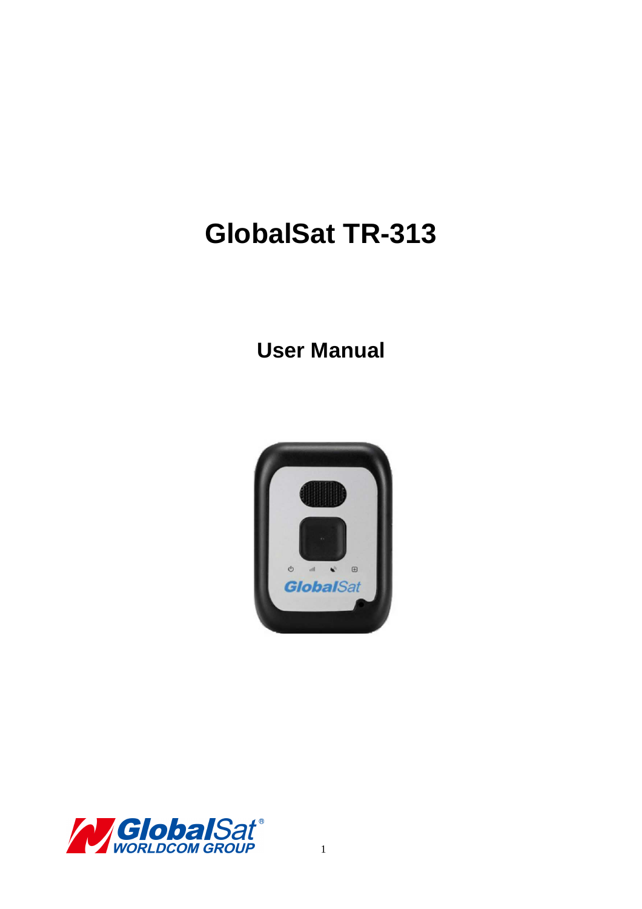# GlobalSat TR-313

## User Manual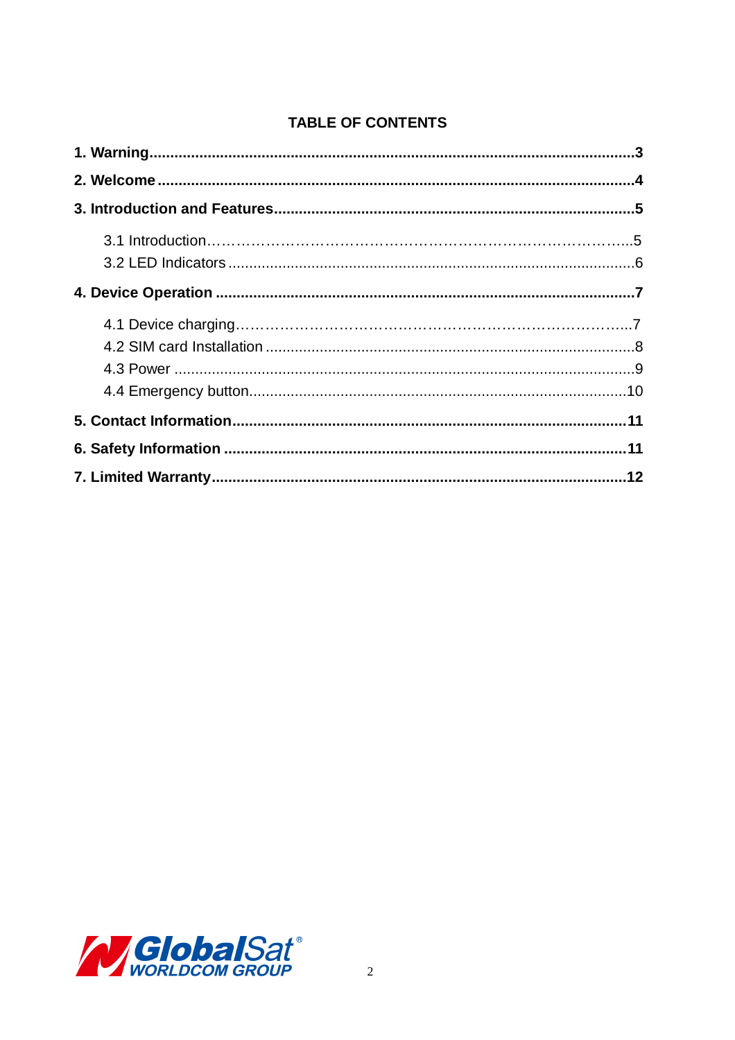**TABLE OF CONTENTS**

**1. Warning....................................................................................................................3**

**2. Welcome ..................................................................................................................4**

**3. Introduction and Features......................................................................................5**

3.1 Introduction………………………………………………………………………….....5
3.2 LED Indicators ................................................................................................6

**4. Device Operation ...................................................................................................7**

4.1 Device charging……………………………………………………………………....7
4.2 SIM card Installation ........................................................................................8
4.3 Power .............................................................................................................9
4.4 Emergency button..........................................................................................10

**5. Contact Information.............................................................................................11**

**6. Safety Information ...............................................................................................11**

**7. Limited Warranty..................................................................................................12**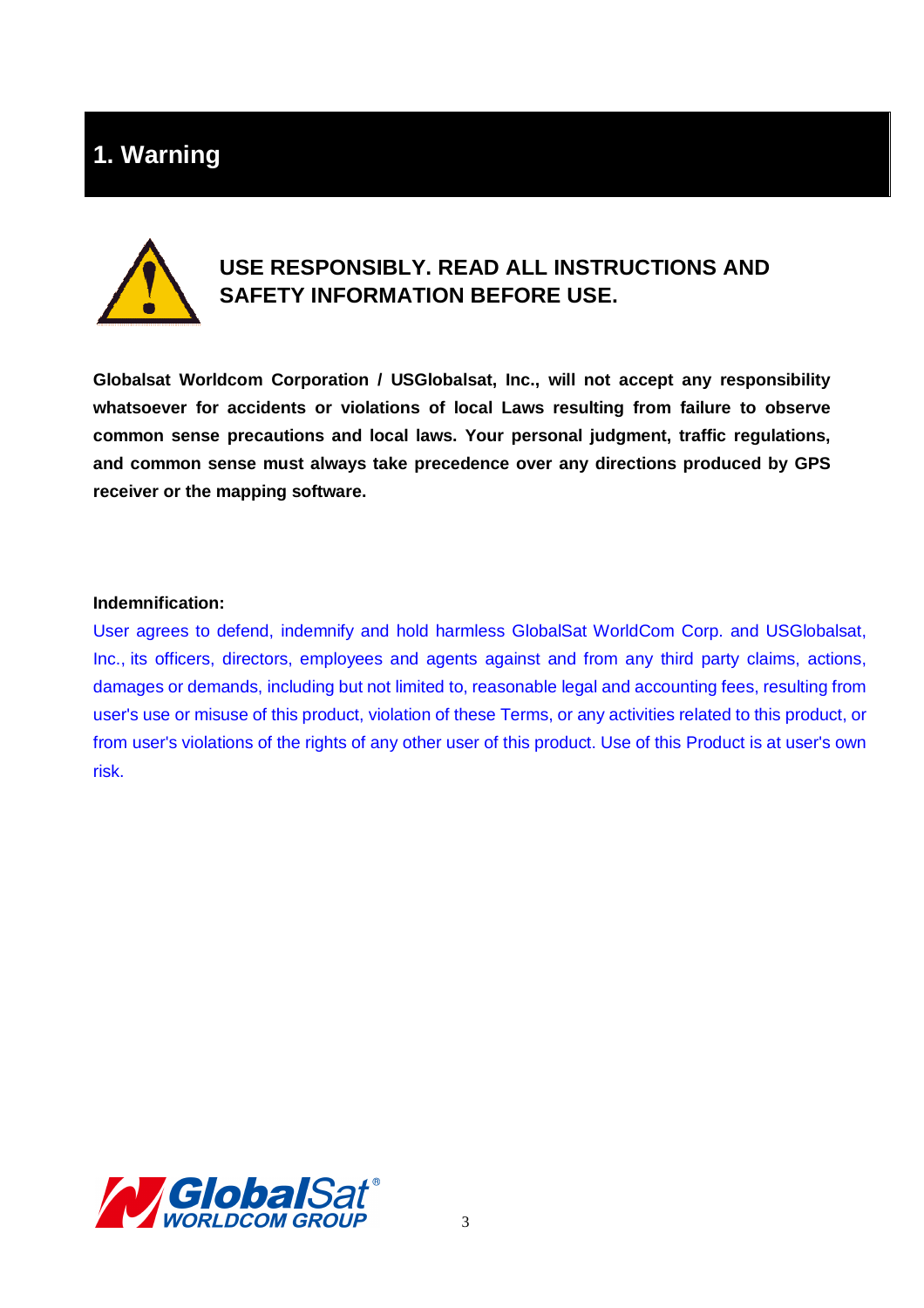# 1. Warning

**USE RESPONSIBLY. READ ALL INSTRUCTIONS AND SAFETY INFORMATION BEFORE USE.**

**Globalsat Worldcom Corporation / USGlobalsat, Inc., will not accept any responsibility whatsoever for accidents or violations of local Laws resulting from failure to observe common sense precautions and local laws. Your personal judgment, traffic regulations, and common sense must always take precedence over any directions produced by GPS receiver or the mapping software.**

**Indemnification:**

User agrees to defend, indemnify and hold harmless GlobalSat WorldCom Corp. and USGlobalsat, Inc., its officers, directors, employees and agents against and from any third party claims, actions, damages or demands, including but not limited to, reasonable legal and accounting fees, resulting from user's use or misuse of this product, violation of these Terms, or any activities related to this product, or from user's violations of the rights of any other user of this product. Use of this Product is at user's own risk.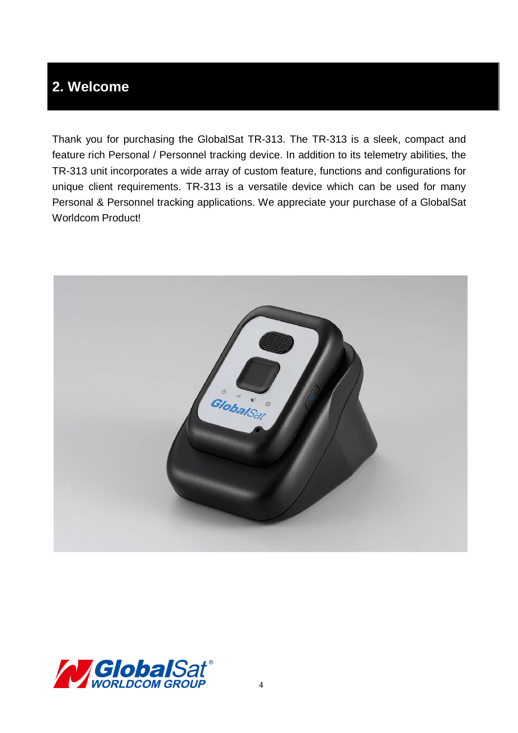## 2. Welcome

Thank you for purchasing the GlobalSat TR-313. The TR-313 is a sleek, compact and feature rich Personal / Personnel tracking device. In addition to its telemetry abilities, the TR-313 unit incorporates a wide array of custom feature, functions and configurations for unique client requirements. TR-313 is a versatile device which can be used for many Personal & Personnel tracking applications. We appreciate your purchase of a GlobalSat Worldcom Product!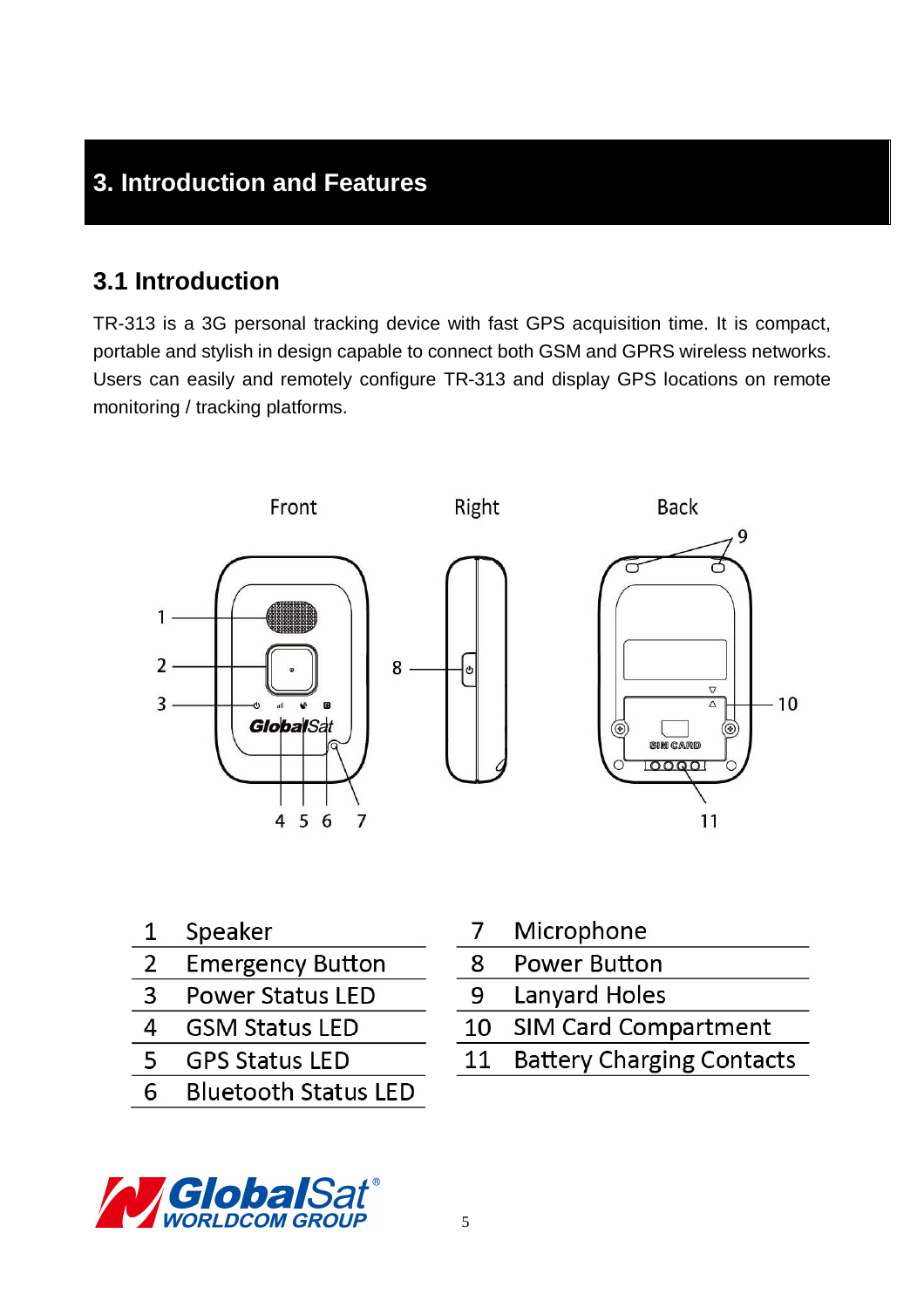# 3. Introduction and Features

## 3.1 Introduction

TR-313 is a 3G personal tracking device with fast GPS acquisition time. It is compact, portable and stylish in design capable to connect both GSM and GPRS wireless networks. Users can easily and remotely configure TR-313 and display GPS locations on remote monitoring / tracking platforms.

| | | | |
|---|---|---|---|
| 1 | Speaker | 7 | Microphone |
| 2 | Emergency Button | 8 | Power Button |
| 3 | Power Status LED | 9 | Lanyard Holes |
| 4 | GSM Status LED | 10 | SIM Card Compartment |
| 5 | GPS Status LED | 11 | Battery Charging Contacts |
| 6 | Bluetooth Status LED | | |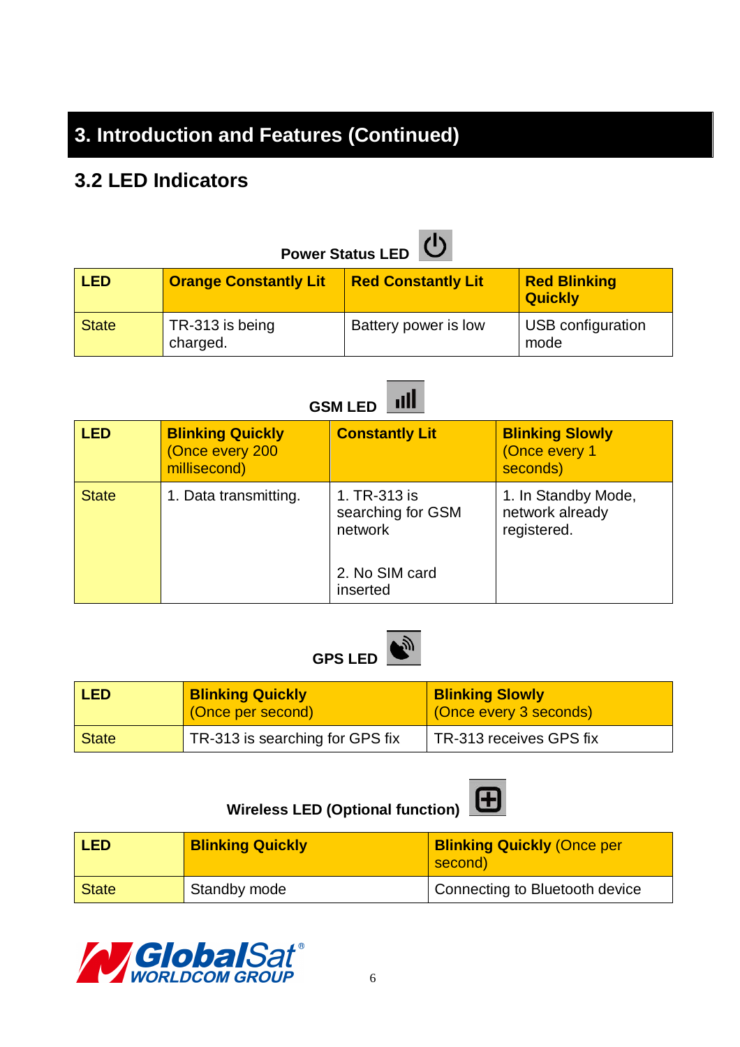# 3. Introduction and Features (Continued)

## 3.2 LED Indicators

**Power Status LED**

| LED | Orange Constantly Lit | Red Constantly Lit | Red Blinking Quickly |
|---|---|---|---|
| State | TR-313 is being charged. | Battery power is low | USB configuration mode |

**GSM LED**

| LED | **Blinking Quickly** (Once every 200 millisecond) | **Constantly Lit** | **Blinking Slowly** (Once every 1 seconds) |
|---|---|---|---|
| State | 1. Data transmitting. | 1. TR-313 is searching for GSM network<br><br>2. No SIM card inserted | 1. In Standby Mode, network already registered. |

**GPS LED**

| LED | **Blinking Quickly** (Once per second) | **Blinking Slowly** (Once every 3 seconds) |
|---|---|---|
| State | TR-313 is searching for GPS fix | TR-313 receives GPS fix |

**Wireless LED (Optional function)**

| LED | **Blinking Quickly** | **Blinking Quickly** (Once per second) |
|---|---|---|
| State | Standby mode | Connecting to Bluetooth device |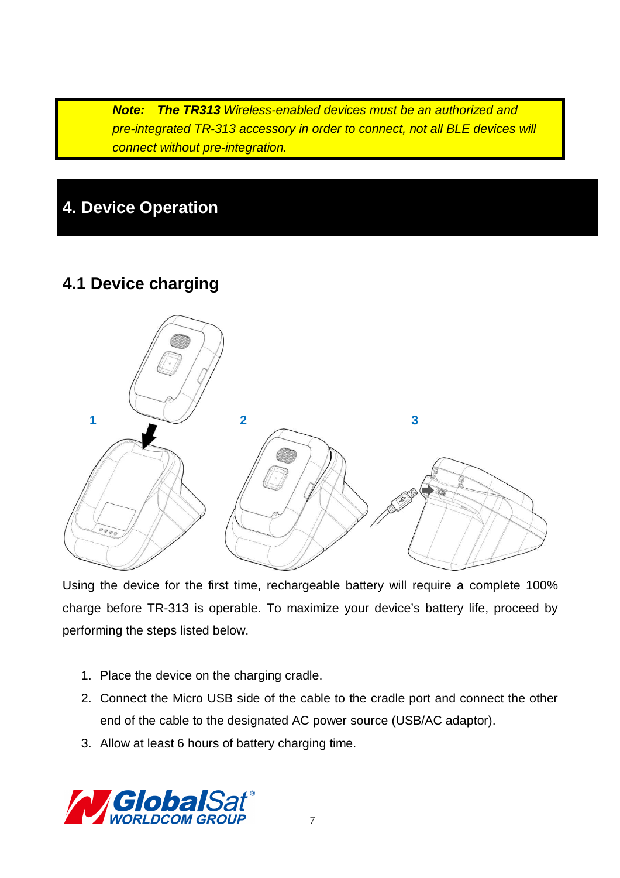***Note:*** ***The TR313*** *Wireless-enabled devices must be an authorized and pre-integrated TR-313 accessory in order to connect, not all BLE devices will connect without pre-integration.*

# 4. Device Operation

## 4.1 Device charging

1 2 3

Using the device for the first time, rechargeable battery will require a complete 100% charge before TR-313 is operable. To maximize your device's battery life, proceed by performing the steps listed below.

1. Place the device on the charging cradle.
2. Connect the Micro USB side of the cable to the cradle port and connect the other end of the cable to the designated AC power source (USB/AC adaptor).
3. Allow at least 6 hours of battery charging time.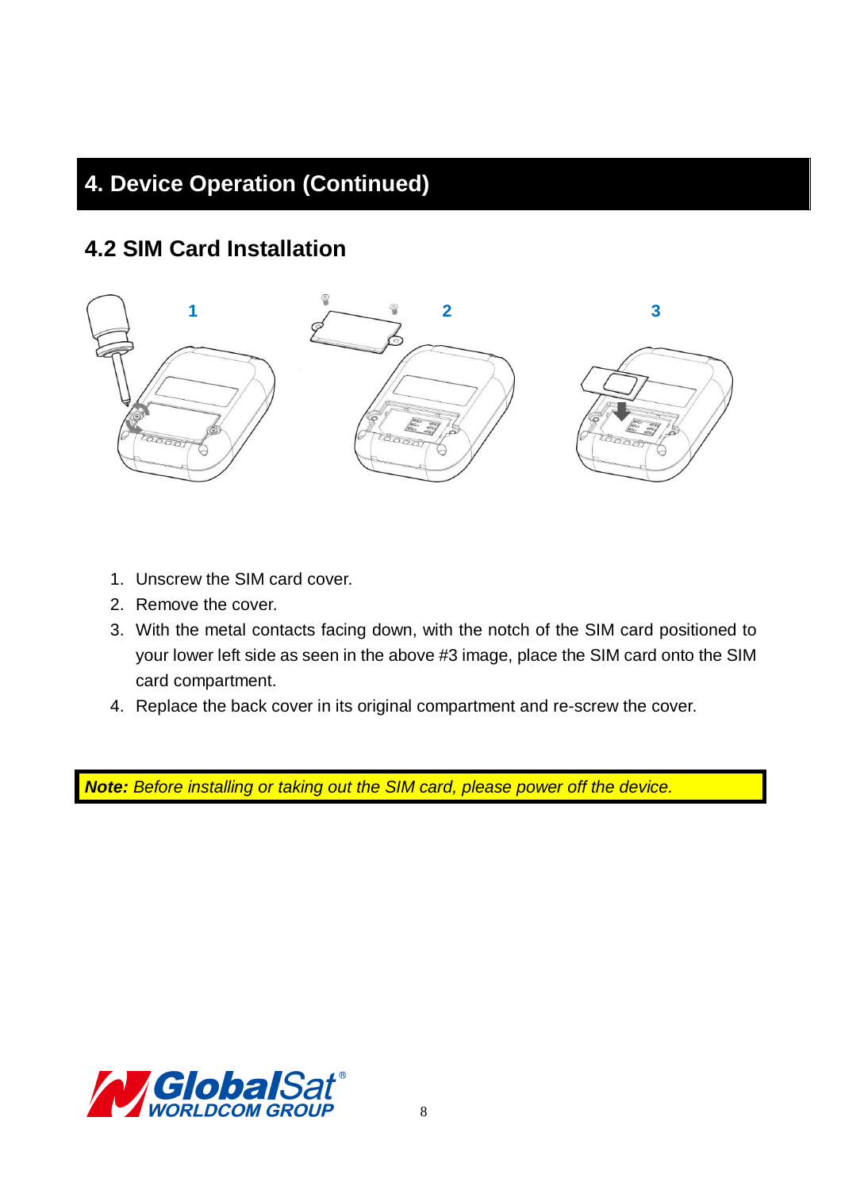# 4. Device Operation (Continued)

## 4.2 SIM Card Installation

1. Unscrew the SIM card cover.
2. Remove the cover.
3. With the metal contacts facing down, with the notch of the SIM card positioned to your lower left side as seen in the above #3 image, place the SIM card onto the SIM card compartment.
4. Replace the back cover in its original compartment and re-screw the cover.

***Note:*** *Before installing or taking out the SIM card, please power off the device.*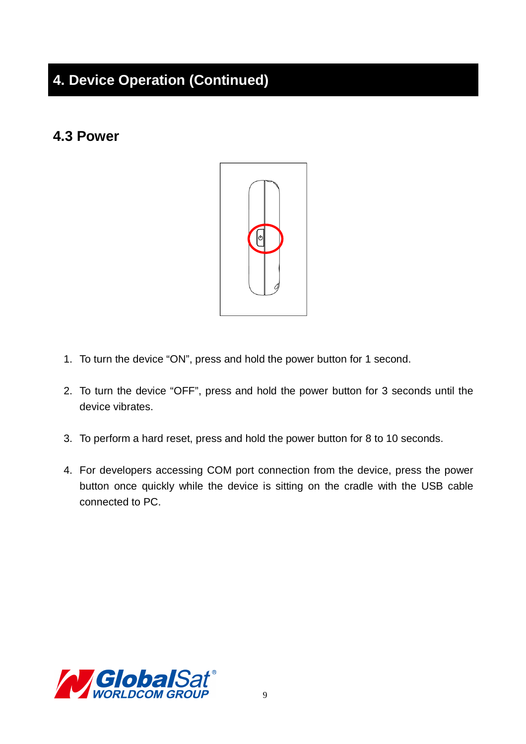# 4. Device Operation (Continued)

## 4.3 Power

1. To turn the device “ON”, press and hold the power button for 1 second.
2. To turn the device “OFF”, press and hold the power button for 3 seconds until the device vibrates.
3. To perform a hard reset, press and hold the power button for 8 to 10 seconds.
4. For developers accessing COM port connection from the device, press the power button once quickly while the device is sitting on the cradle with the USB cable connected to PC.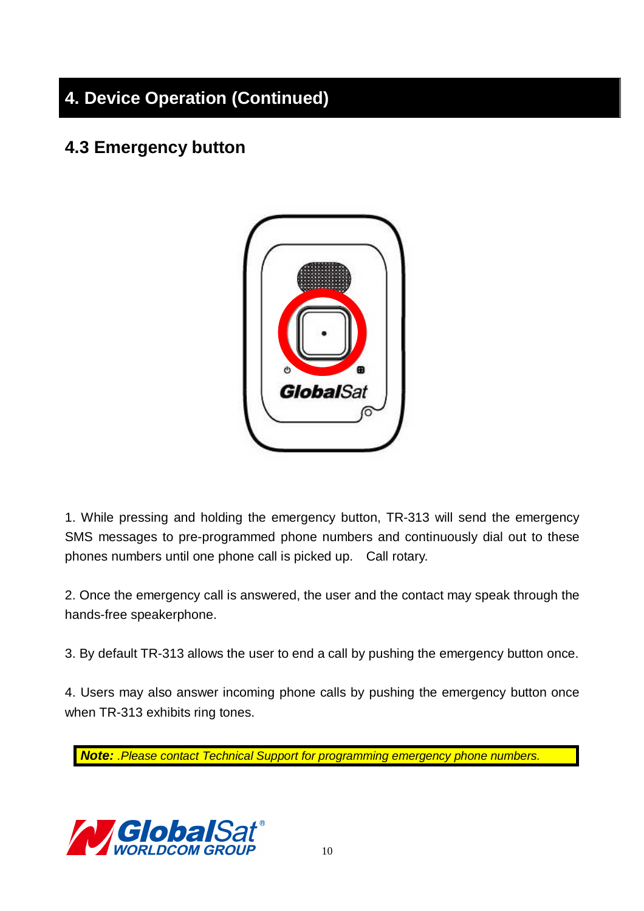## 4. Device Operation (Continued)

### 4.3 Emergency button

1. While pressing and holding the emergency button, TR-313 will send the emergency SMS messages to pre-programmed phone numbers and continuously dial out to these phones numbers until one phone call is picked up. Call rotary.

2. Once the emergency call is answered, the user and the contact may speak through the hands-free speakerphone.

3. By default TR-313 allows the user to end a call by pushing the emergency button once.

4. Users may also answer incoming phone calls by pushing the emergency button once when TR-313 exhibits ring tones.

***Note:*** *.Please contact Technical Support for programming emergency phone numbers.*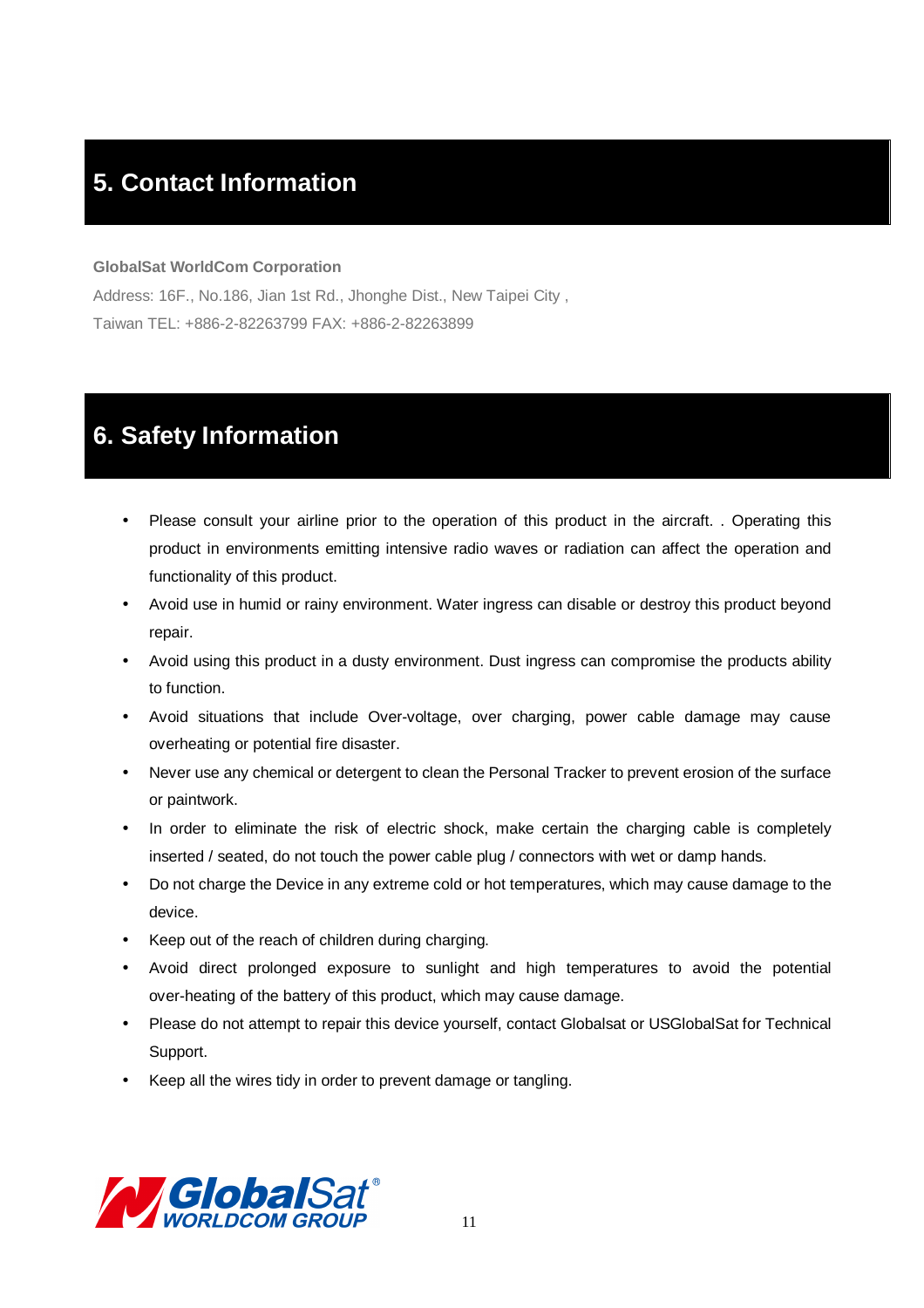## 5. Contact Information

**GlobalSat WorldCom Corporation**

Address: 16F., No.186, Jian 1st Rd., Jhonghe Dist., New Taipei City ,
Taiwan TEL: +886-2-82263799 FAX: +886-2-82263899

## 6. Safety Information

- Please consult your airline prior to the operation of this product in the aircraft. . Operating this product in environments emitting intensive radio waves or radiation can affect the operation and functionality of this product.
- Avoid use in humid or rainy environment. Water ingress can disable or destroy this product beyond repair.
- Avoid using this product in a dusty environment. Dust ingress can compromise the products ability to function.
- Avoid situations that include Over-voltage, over charging, power cable damage may cause overheating or potential fire disaster.
- Never use any chemical or detergent to clean the Personal Tracker to prevent erosion of the surface or paintwork.
- In order to eliminate the risk of electric shock, make certain the charging cable is completely inserted / seated, do not touch the power cable plug / connectors with wet or damp hands.
- Do not charge the Device in any extreme cold or hot temperatures, which may cause damage to the device.
- Keep out of the reach of children during charging.
- Avoid direct prolonged exposure to sunlight and high temperatures to avoid the potential over-heating of the battery of this product, which may cause damage.
- Please do not attempt to repair this device yourself, contact Globalsat or USGlobalSat for Technical Support.
- Keep all the wires tidy in order to prevent damage or tangling.

GlobalSat® WORLDCOM GROUP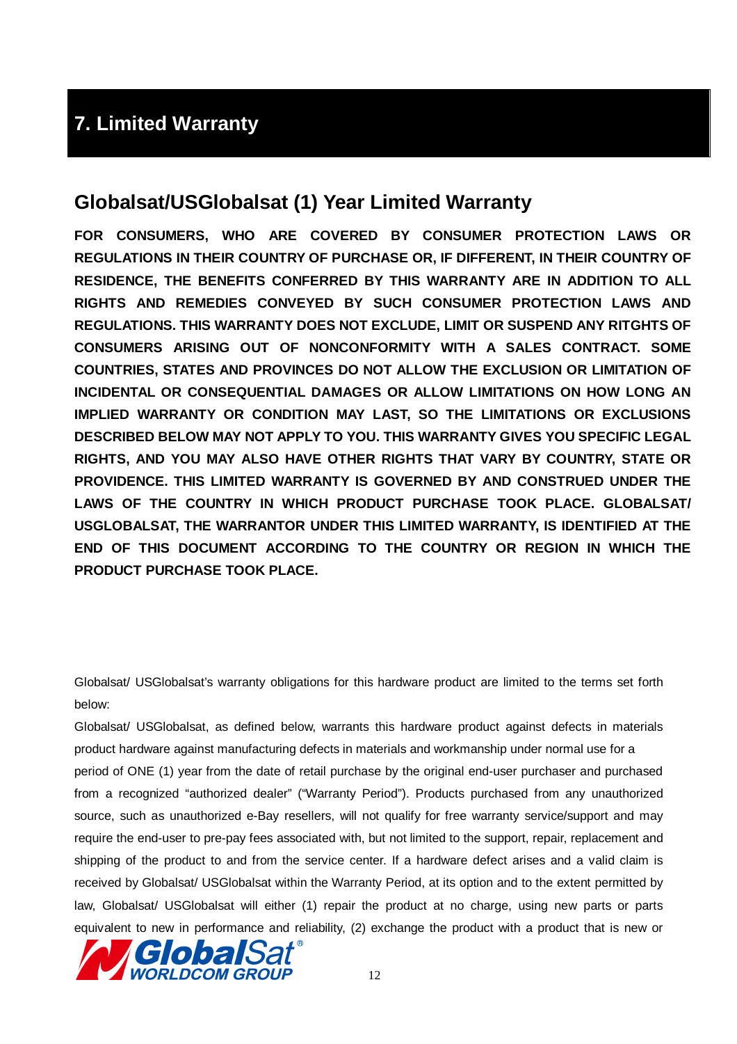// 7. Limited Warranty

## Globalsat/USGlobalsat (1) Year Limited Warranty

**FOR CONSUMERS, WHO ARE COVERED BY CONSUMER PROTECTION LAWS OR REGULATIONS IN THEIR COUNTRY OF PURCHASE OR, IF DIFFERENT, IN THEIR COUNTRY OF RESIDENCE, THE BENEFITS CONFERRED BY THIS WARRANTY ARE IN ADDITION TO ALL RIGHTS AND REMEDIES CONVEYED BY SUCH CONSUMER PROTECTION LAWS AND REGULATIONS. THIS WARRANTY DOES NOT EXCLUDE, LIMIT OR SUSPEND ANY RITGHTS OF CONSUMERS ARISING OUT OF NONCONFORMITY WITH A SALES CONTRACT. SOME COUNTRIES, STATES AND PROVINCES DO NOT ALLOW THE EXCLUSION OR LIMITATION OF INCIDENTAL OR CONSEQUENTIAL DAMAGES OR ALLOW LIMITATIONS ON HOW LONG AN IMPLIED WARRANTY OR CONDITION MAY LAST, SO THE LIMITATIONS OR EXCLUSIONS DESCRIBED BELOW MAY NOT APPLY TO YOU. THIS WARRANTY GIVES YOU SPECIFIC LEGAL RIGHTS, AND YOU MAY ALSO HAVE OTHER RIGHTS THAT VARY BY COUNTRY, STATE OR PROVIDENCE. THIS LIMITED WARRANTY IS GOVERNED BY AND CONSTRUED UNDER THE LAWS OF THE COUNTRY IN WHICH PRODUCT PURCHASE TOOK PLACE. GLOBALSAT/ USGLOBALSAT, THE WARRANTOR UNDER THIS LIMITED WARRANTY, IS IDENTIFIED AT THE END OF THIS DOCUMENT ACCORDING TO THE COUNTRY OR REGION IN WHICH THE PRODUCT PURCHASE TOOK PLACE.**

Globalsat/ USGlobalsat's warranty obligations for this hardware product are limited to the terms set forth below:

Globalsat/ USGlobalsat, as defined below, warrants this hardware product against defects in materials product hardware against manufacturing defects in materials and workmanship under normal use for a period of ONE (1) year from the date of retail purchase by the original end-user purchaser and purchased from a recognized "authorized dealer" ("Warranty Period"). Products purchased from any unauthorized source, such as unauthorized e-Bay resellers, will not qualify for free warranty service/support and may require the end-user to pre-pay fees associated with, but not limited to the support, repair, replacement and shipping of the product to and from the service center. If a hardware defect arises and a valid claim is received by Globalsat/ USGlobalsat within the Warranty Period, at its option and to the extent permitted by law, Globalsat/ USGlobalsat will either (1) repair the product at no charge, using new parts or parts equivalent to new in performance and reliability, (2) exchange the product with a product that is new or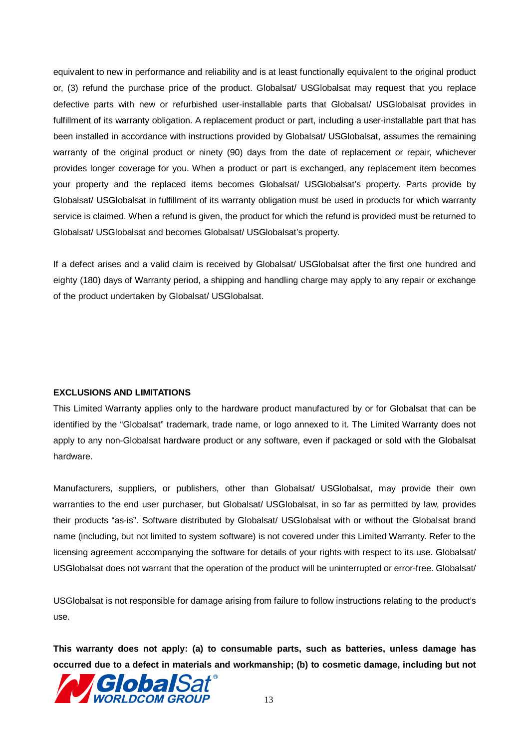equivalent to new in performance and reliability and is at least functionally equivalent to the original product or, (3) refund the purchase price of the product. Globalsat/ USGlobalsat may request that you replace defective parts with new or refurbished user-installable parts that Globalsat/ USGlobalsat provides in fulfillment of its warranty obligation. A replacement product or part, including a user-installable part that has been installed in accordance with instructions provided by Globalsat/ USGlobalsat, assumes the remaining warranty of the original product or ninety (90) days from the date of replacement or repair, whichever provides longer coverage for you. When a product or part is exchanged, any replacement item becomes your property and the replaced items becomes Globalsat/ USGlobalsat's property. Parts provide by Globalsat/ USGlobalsat in fulfillment of its warranty obligation must be used in products for which warranty service is claimed. When a refund is given, the product for which the refund is provided must be returned to Globalsat/ USGlobalsat and becomes Globalsat/ USGlobalsat's property.

If a defect arises and a valid claim is received by Globalsat/ USGlobalsat after the first one hundred and eighty (180) days of Warranty period, a shipping and handling charge may apply to any repair or exchange of the product undertaken by Globalsat/ USGlobalsat.

**EXCLUSIONS AND LIMITATIONS**

This Limited Warranty applies only to the hardware product manufactured by or for Globalsat that can be identified by the "Globalsat" trademark, trade name, or logo annexed to it. The Limited Warranty does not apply to any non-Globalsat hardware product or any software, even if packaged or sold with the Globalsat hardware.

Manufacturers, suppliers, or publishers, other than Globalsat/ USGlobalsat, may provide their own warranties to the end user purchaser, but Globalsat/ USGlobalsat, in so far as permitted by law, provides their products "as-is". Software distributed by Globalsat/ USGlobalsat with or without the Globalsat brand name (including, but not limited to system software) is not covered under this Limited Warranty. Refer to the licensing agreement accompanying the software for details of your rights with respect to its use. Globalsat/ USGlobalsat does not warrant that the operation of the product will be uninterrupted or error-free. Globalsat/ USGlobalsat is not responsible for damage arising from failure to follow instructions relating to the product's use.

**This warranty does not apply: (a) to consumable parts, such as batteries, unless damage has occurred due to a defect in materials and workmanship; (b) to cosmetic damage, including but not**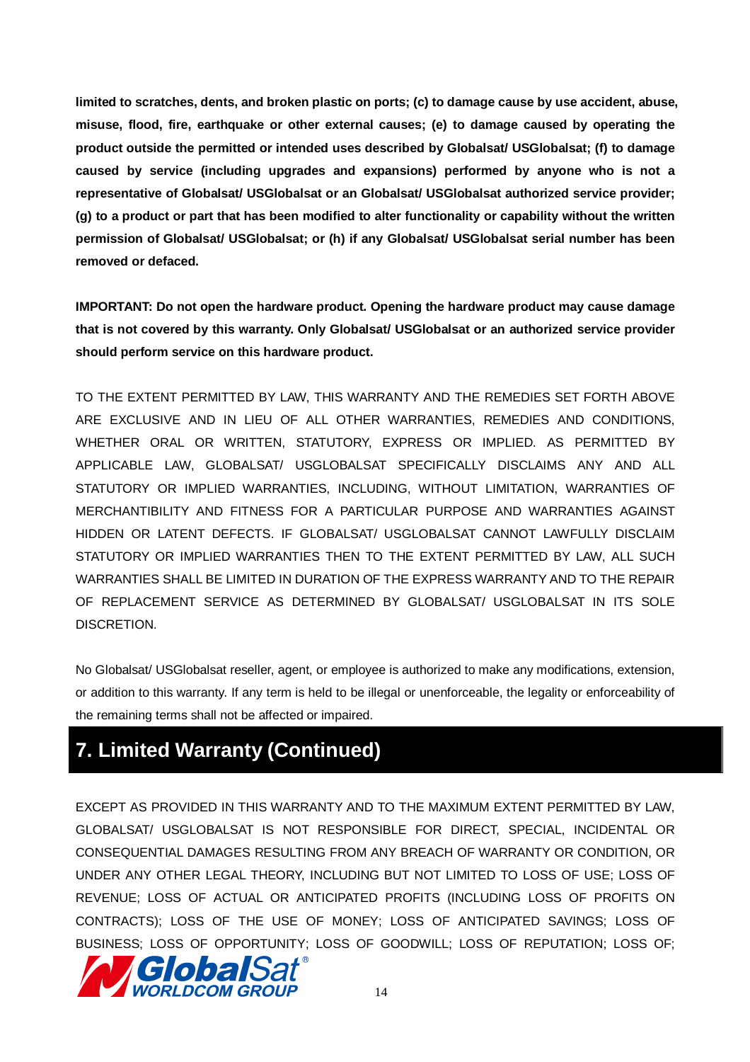**limited to scratches, dents, and broken plastic on ports; (c) to damage cause by use accident, abuse, misuse, flood, fire, earthquake or other external causes; (e) to damage caused by operating the product outside the permitted or intended uses described by Globalsat/ USGlobalsat; (f) to damage caused by service (including upgrades and expansions) performed by anyone who is not a representative of Globalsat/ USGlobalsat or an Globalsat/ USGlobalsat authorized service provider; (g) to a product or part that has been modified to alter functionality or capability without the written permission of Globalsat/ USGlobalsat; or (h) if any Globalsat/ USGlobalsat serial number has been removed or defaced.**

**IMPORTANT: Do not open the hardware product. Opening the hardware product may cause damage that is not covered by this warranty. Only Globalsat/ USGlobalsat or an authorized service provider should perform service on this hardware product.**

TO THE EXTENT PERMITTED BY LAW, THIS WARRANTY AND THE REMEDIES SET FORTH ABOVE ARE EXCLUSIVE AND IN LIEU OF ALL OTHER WARRANTIES, REMEDIES AND CONDITIONS, WHETHER ORAL OR WRITTEN, STATUTORY, EXPRESS OR IMPLIED. AS PERMITTED BY APPLICABLE LAW, GLOBALSAT/ USGLOBALSAT SPECIFICALLY DISCLAIMS ANY AND ALL STATUTORY OR IMPLIED WARRANTIES, INCLUDING, WITHOUT LIMITATION, WARRANTIES OF MERCHANTIBILITY AND FITNESS FOR A PARTICULAR PURPOSE AND WARRANTIES AGAINST HIDDEN OR LATENT DEFECTS. IF GLOBALSAT/ USGLOBALSAT CANNOT LAWFULLY DISCLAIM STATUTORY OR IMPLIED WARRANTIES THEN TO THE EXTENT PERMITTED BY LAW, ALL SUCH WARRANTIES SHALL BE LIMITED IN DURATION OF THE EXPRESS WARRANTY AND TO THE REPAIR OF REPLACEMENT SERVICE AS DETERMINED BY GLOBALSAT/ USGLOBALSAT IN ITS SOLE DISCRETION.

No Globalsat/ USGlobalsat reseller, agent, or employee is authorized to make any modifications, extension, or addition to this warranty. If any term is held to be illegal or unenforceable, the legality or enforceability of the remaining terms shall not be affected or impaired.

## 7. Limited Warranty (Continued)

EXCEPT AS PROVIDED IN THIS WARRANTY AND TO THE MAXIMUM EXTENT PERMITTED BY LAW, GLOBALSAT/ USGLOBALSAT IS NOT RESPONSIBLE FOR DIRECT, SPECIAL, INCIDENTAL OR CONSEQUENTIAL DAMAGES RESULTING FROM ANY BREACH OF WARRANTY OR CONDITION, OR UNDER ANY OTHER LEGAL THEORY, INCLUDING BUT NOT LIMITED TO LOSS OF USE; LOSS OF REVENUE; LOSS OF ACTUAL OR ANTICIPATED PROFITS (INCLUDING LOSS OF PROFITS ON CONTRACTS); LOSS OF THE USE OF MONEY; LOSS OF ANTICIPATED SAVINGS; LOSS OF BUSINESS; LOSS OF OPPORTUNITY; LOSS OF GOODWILL; LOSS OF REPUTATION; LOSS OF;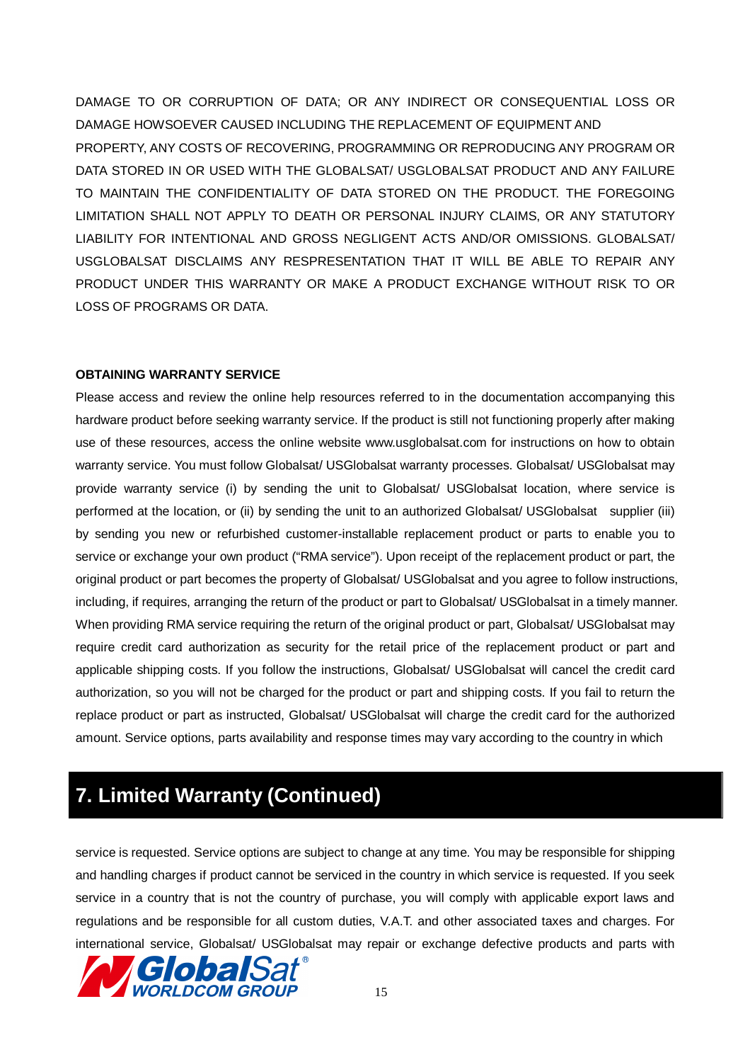DAMAGE TO OR CORRUPTION OF DATA; OR ANY INDIRECT OR CONSEQUENTIAL LOSS OR DAMAGE HOWSOEVER CAUSED INCLUDING THE REPLACEMENT OF EQUIPMENT AND PROPERTY, ANY COSTS OF RECOVERING, PROGRAMMING OR REPRODUCING ANY PROGRAM OR DATA STORED IN OR USED WITH THE GLOBALSAT/ USGLOBALSAT PRODUCT AND ANY FAILURE TO MAINTAIN THE CONFIDENTIALITY OF DATA STORED ON THE PRODUCT. THE FOREGOING LIMITATION SHALL NOT APPLY TO DEATH OR PERSONAL INJURY CLAIMS, OR ANY STATUTORY LIABILITY FOR INTENTIONAL AND GROSS NEGLIGENT ACTS AND/OR OMISSIONS. GLOBALSAT/ USGLOBALSAT DISCLAIMS ANY RESPRESENTATION THAT IT WILL BE ABLE TO REPAIR ANY PRODUCT UNDER THIS WARRANTY OR MAKE A PRODUCT EXCHANGE WITHOUT RISK TO OR LOSS OF PROGRAMS OR DATA.

**OBTAINING WARRANTY SERVICE**

Please access and review the online help resources referred to in the documentation accompanying this hardware product before seeking warranty service. If the product is still not functioning properly after making use of these resources, access the online website www.usglobalsat.com for instructions on how to obtain warranty service. You must follow Globalsat/ USGlobalsat warranty processes. Globalsat/ USGlobalsat may provide warranty service (i) by sending the unit to Globalsat/ USGlobalsat location, where service is performed at the location, or (ii) by sending the unit to an authorized Globalsat/ USGlobalsat supplier (iii) by sending you new or refurbished customer-installable replacement product or parts to enable you to service or exchange your own product ("RMA service"). Upon receipt of the replacement product or part, the original product or part becomes the property of Globalsat/ USGlobalsat and you agree to follow instructions, including, if requires, arranging the return of the product or part to Globalsat/ USGlobalsat in a timely manner. When providing RMA service requiring the return of the original product or part, Globalsat/ USGlobalsat may require credit card authorization as security for the retail price of the replacement product or part and applicable shipping costs. If you follow the instructions, Globalsat/ USGlobalsat will cancel the credit card authorization, so you will not be charged for the product or part and shipping costs. If you fail to return the replace product or part as instructed, Globalsat/ USGlobalsat will charge the credit card for the authorized amount. Service options, parts availability and response times may vary according to the country in which

## 7. Limited Warranty (Continued)

service is requested. Service options are subject to change at any time. You may be responsible for shipping and handling charges if product cannot be serviced in the country in which service is requested. If you seek service in a country that is not the country of purchase, you will comply with applicable export laws and regulations and be responsible for all custom duties, V.A.T. and other associated taxes and charges. For international service, Globalsat/ USGlobalsat may repair or exchange defective products and parts with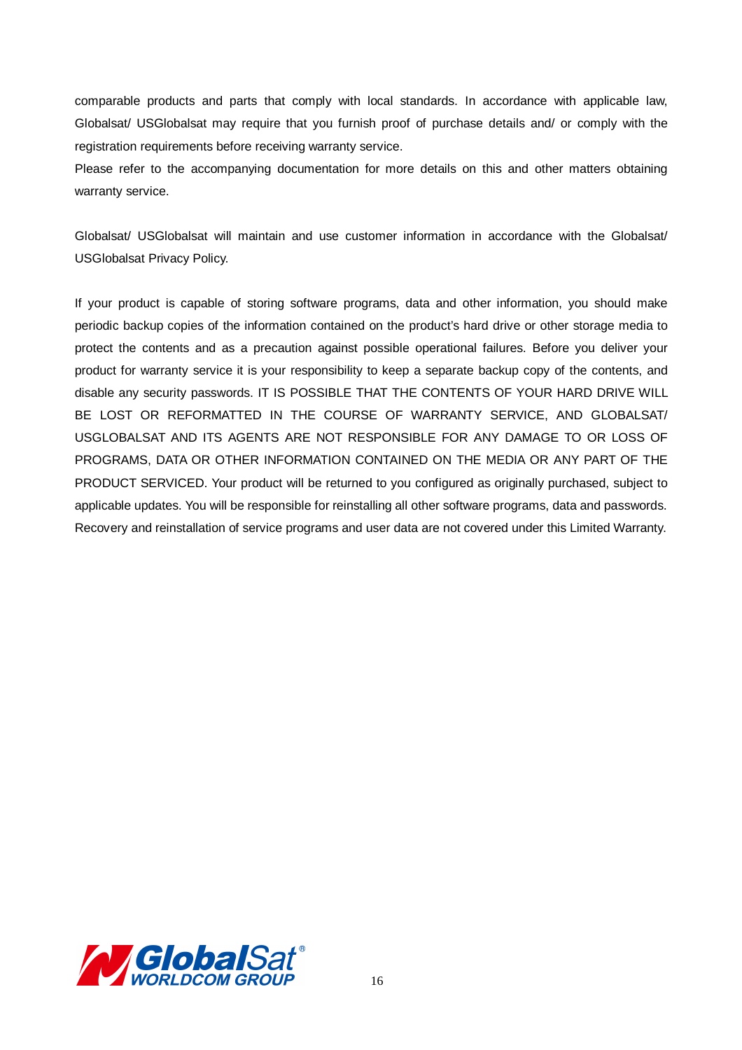comparable products and parts that comply with local standards. In accordance with applicable law, Globalsat/ USGlobalsat may require that you furnish proof of purchase details and/ or comply with the registration requirements before receiving warranty service.

Please refer to the accompanying documentation for more details on this and other matters obtaining warranty service.

Globalsat/ USGlobalsat will maintain and use customer information in accordance with the Globalsat/ USGlobalsat Privacy Policy.

If your product is capable of storing software programs, data and other information, you should make periodic backup copies of the information contained on the product's hard drive or other storage media to protect the contents and as a precaution against possible operational failures. Before you deliver your product for warranty service it is your responsibility to keep a separate backup copy of the contents, and disable any security passwords. IT IS POSSIBLE THAT THE CONTENTS OF YOUR HARD DRIVE WILL BE LOST OR REFORMATTED IN THE COURSE OF WARRANTY SERVICE, AND GLOBALSAT/ USGLOBALSAT AND ITS AGENTS ARE NOT RESPONSIBLE FOR ANY DAMAGE TO OR LOSS OF PROGRAMS, DATA OR OTHER INFORMATION CONTAINED ON THE MEDIA OR ANY PART OF THE PRODUCT SERVICED. Your product will be returned to you configured as originally purchased, subject to applicable updates. You will be responsible for reinstalling all other software programs, data and passwords. Recovery and reinstallation of service programs and user data are not covered under this Limited Warranty.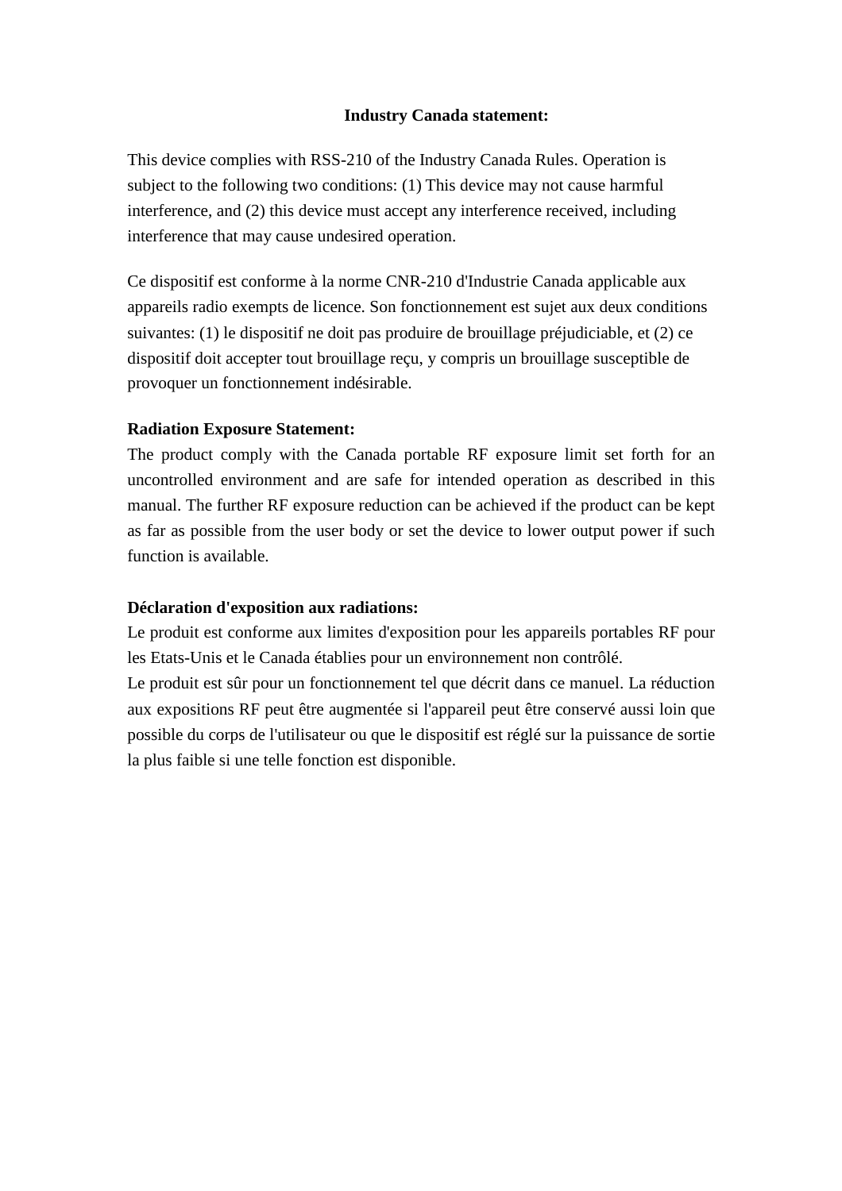**Industry Canada statement:**

This device complies with RSS-210 of the Industry Canada Rules. Operation is subject to the following two conditions: (1) This device may not cause harmful interference, and (2) this device must accept any interference received, including interference that may cause undesired operation.

Ce dispositif est conforme à la norme CNR-210 d'Industrie Canada applicable aux appareils radio exempts de licence. Son fonctionnement est sujet aux deux conditions suivantes: (1) le dispositif ne doit pas produire de brouillage préjudiciable, et (2) ce dispositif doit accepter tout brouillage reçu, y compris un brouillage susceptible de provoquer un fonctionnement indésirable.

**Radiation Exposure Statement:**

The product comply with the Canada portable RF exposure limit set forth for an uncontrolled environment and are safe for intended operation as described in this manual. The further RF exposure reduction can be achieved if the product can be kept as far as possible from the user body or set the device to lower output power if such function is available.

**Déclaration d'exposition aux radiations:**

Le produit est conforme aux limites d'exposition pour les appareils portables RF pour les Etats-Unis et le Canada établies pour un environnement non contrôlé.
Le produit est sûr pour un fonctionnement tel que décrit dans ce manuel. La réduction aux expositions RF peut être augmentée si l'appareil peut être conservé aussi loin que possible du corps de l'utilisateur ou que le dispositif est réglé sur la puissance de sortie la plus faible si une telle fonction est disponible.